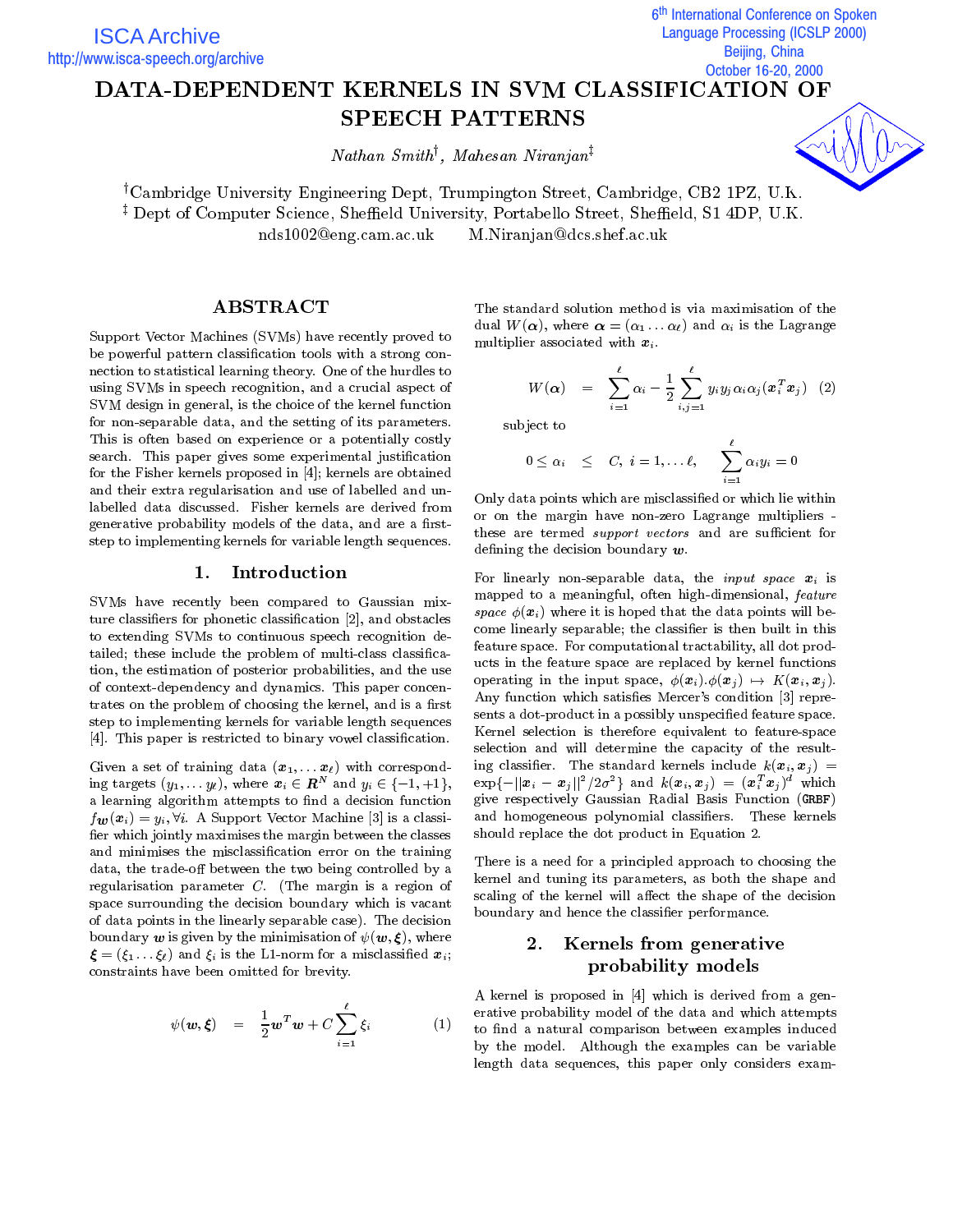# DATA-DEPENDENT KERNELS IN SVM CLASSIFICATION OF SPEECH PATTERNS

*Nathan Smith*[†], *Mahesan Niranjan*[‡]

[†]Cambridge University Engineering Dept, Trumpington Street, Cambridge, CB2 1PZ, U.K.
[‡] Dept of Computer Science, Sheffield University, Portabello Street, Sheffield, S1 4DP, U.K.
nds1002@eng.cam.ac.uk M.Niranjan@dcs.shef.ac.uk

## ABSTRACT

Support Vector Machines (SVMs) have recently proved to be powerful pattern classification tools with a strong connection to statistical learning theory. One of the hurdles to using SVMs in speech recognition, and a crucial aspect of SVM design in general, is the choice of the kernel function for non-separable data, and the setting of its parameters. This is often based on experience or a potentially costly search. This paper gives some experimental justification for the Fisher kernels proposed in [4]; kernels are obtained and their extra regularisation and use of labelled and unlabelled data discussed. Fisher kernels are derived from generative probability models of the data, and are a first-step to implementing kernels for variable length sequences.

## 1. Introduction

SVMs have recently been compared to Gaussian mixture classifiers for phonetic classification [2], and obstacles to extending SVMs to continuous speech recognition detailed; these include the problem of multi-class classification, the estimation of posterior probabilities, and the use of context-dependency and dynamics. This paper concentrates on the problem of choosing the kernel, and is a first step to implementing kernels for variable length sequences [4]. This paper is restricted to binary vowel classification.

Given a set of training data $(\boldsymbol{x}_1, \ldots \boldsymbol{x}_\ell)$ with corresponding targets $(y_1, \ldots y_\ell)$, where $\boldsymbol{x}_i \in \boldsymbol{R}^N$ and $y_i \in \{-1, +1\}$, a learning algorithm attempts to find a decision function $f_{\boldsymbol{w}}(\boldsymbol{x}_i) = y_i, \forall i$. A Support Vector Machine [3] is a classifier which jointly maximises the margin between the classes and minimises the misclassification error on the training data, the trade-off between the two being controlled by a regularisation parameter $C$. (The margin is a region of space surrounding the decision boundary which is vacant of data points in the linearly separable case). The decision boundary $\boldsymbol{w}$ is given by the minimisation of $\psi(\boldsymbol{w}, \boldsymbol{\xi})$, where $\boldsymbol{\xi} = (\xi_1 \ldots \xi_\ell)$ and $\xi_i$ is the L1-norm for a misclassified $\boldsymbol{x}_i$; constraints have been omitted for brevity.

$$\psi(\boldsymbol{w}, \boldsymbol{\xi}) \quad = \quad \frac{1}{2}\boldsymbol{w}^T\boldsymbol{w} + C\sum_{i=1}^{\ell}\xi_i \qquad (1)$$

The standard solution method is via maximisation of the dual $W(\boldsymbol{\alpha})$, where $\boldsymbol{\alpha} = (\alpha_1 \ldots \alpha_\ell)$ and $\alpha_i$ is the Lagrange multiplier associated with $\boldsymbol{x}_i$.

$$W(\boldsymbol{\alpha}) \quad = \quad \sum_{i=1}^{\ell}\alpha_i - \frac{1}{2}\sum_{i,j=1}^{\ell} y_i y_j \alpha_i \alpha_j (\boldsymbol{x}_i^T \boldsymbol{x}_j) \qquad (2)$$

subject to

$$0 \le \alpha_i \quad \le \quad C, \ i = 1, \ldots \ell, \qquad \sum_{i=1}^{\ell} \alpha_i y_i = 0$$

Only data points which are misclassified or which lie within or on the margin have non-zero Lagrange multipliers - these are termed *support vectors* and are sufficient for defining the decision boundary $\boldsymbol{w}$.

For linearly non-separable data, the *input space* $\boldsymbol{x}_i$ is mapped to a meaningful, often high-dimensional, *feature space* $\phi(\boldsymbol{x}_i)$ where it is hoped that the data points will become linearly separable; the classifier is then built in this feature space. For computational tractability, all dot products in the feature space are replaced by kernel functions operating in the input space, $\phi(\boldsymbol{x}_i).\phi(\boldsymbol{x}_j) \mapsto K(\boldsymbol{x}_i, \boldsymbol{x}_j)$. Any function which satisfies Mercer's condition [3] represents a dot-product in a possibly unspecified feature space. Kernel selection is therefore equivalent to feature-space selection and will determine the capacity of the resulting classifier. The standard kernels include $k(\boldsymbol{x}_i, \boldsymbol{x}_j) = \exp\{-||\boldsymbol{x}_i - \boldsymbol{x}_j||^2/2\sigma^2\}$ and $k(\boldsymbol{x}_i, \boldsymbol{x}_j) = (\boldsymbol{x}_i^T\boldsymbol{x}_j)^d$ which give respectively Gaussian Radial Basis Function (GRBF) and homogeneous polynomial classifiers. These kernels should replace the dot product in Equation 2.

There is a need for a principled approach to choosing the kernel and tuning its parameters, as both the shape and scaling of the kernel will affect the shape of the decision boundary and hence the classifier performance.

## 2. Kernels from generative probability models

A kernel is proposed in [4] which is derived from a generative probability model of the data and which attempts to find a natural comparison between examples induced by the model. Although the examples can be variable length data sequences, this paper only considers exam-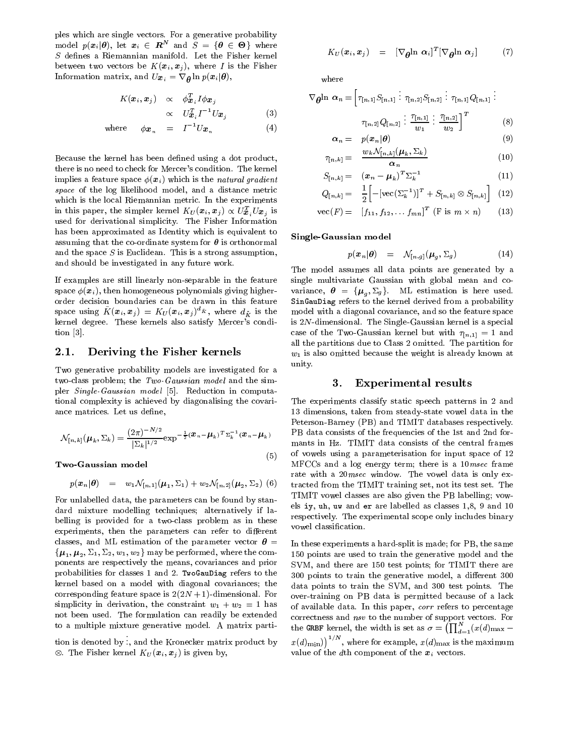ples which are single vectors. For a generative probability model $p(\boldsymbol{x}_i|\boldsymbol{\theta})$, let $\boldsymbol{x}_i \in \boldsymbol{R}^N$ and $S = \{\boldsymbol{\theta} \in \boldsymbol{\Theta}\}$ where $S$ defines a Riemannian manifold. Let the Fisher kernel between two vectors be $K(\boldsymbol{x}_i, \boldsymbol{x}_j)$, where $I$ is the Fisher Information matrix, and $U\boldsymbol{x}_i = \nabla_{\boldsymbol{\theta}} \ln p(\boldsymbol{x}_i|\boldsymbol{\theta})$,

$$
\begin{aligned}
K(\boldsymbol{x}_i, \boldsymbol{x}_j) &\propto \phi_{\boldsymbol{x}_i}^T I \phi_{\boldsymbol{x}_j} \\
&\propto U_{\boldsymbol{x}_i}^T I^{-1} U_{\boldsymbol{x}_j} \qquad (3)\\
\text{where} \quad \phi_{\boldsymbol{x}_n} &= I^{-1} U_{\boldsymbol{x}_n} \qquad (4)
\end{aligned}
$$

Because the kernel has been defined using a dot product, there is no need to check for Mercer's condition. The kernel implies a feature space $\phi(\boldsymbol{x}_i)$ which is the *natural gradient space* of the log likelihood model, and a distance metric which is the local Riemannian metric. In the experiments in this paper, the simpler kernel $K_U(\boldsymbol{x}_i, \boldsymbol{x}_j) \propto U_{\boldsymbol{x}_i}^T U_{\boldsymbol{x}_j}$ is used for derivational simplicity. The Fisher Information has been approximated as Identity which is equivalent to assuming that the co-ordinate system for $\boldsymbol{\theta}$ is orthonormal and the space $S$ is Euclidean. This is a strong assumption, and should be investigated in any future work.

If examples are still linearly non-separable in the feature space $\phi(\boldsymbol{x}_i)$, then homogeneous polynomials giving higher-order decision boundaries can be drawn in this feature space using $\bar{K}(\boldsymbol{x}_i, \boldsymbol{x}_j) = K_U(\boldsymbol{x}_i, \boldsymbol{x}_j)^{d_{\bar{K}}}$, where $d_{\bar{K}}$ is the kernel degree. These kernels also satisfy Mercer's condition [3].

## 2.1. Deriving the Fisher kernels

Two generative probability models are investigated for a two-class problem; the *Two-Gaussian model* and the simpler *Single-Gaussian model* [5]. Reduction in computational complexity is achieved by diagonalising the covariance matrices. Let us define,

$$
\mathcal{N}_{[n,k]}(\boldsymbol{\mu}_k, \Sigma_k) = \frac{(2\pi)^{-N/2}}{|\Sigma_k|^{1/2}} \exp^{-\frac{1}{2}(\boldsymbol{x}_n - \boldsymbol{\mu}_k)^T \Sigma_k^{-1} (\boldsymbol{x}_n - \boldsymbol{\mu}_k)} \qquad (5)
$$

**Two-Gaussian model**

$$
p(\boldsymbol{x}_n|\boldsymbol{\theta}) = w_1 \mathcal{N}_{[n,1]}(\boldsymbol{\mu}_1, \Sigma_1) + w_2 \mathcal{N}_{[n,2]}(\boldsymbol{\mu}_2, \Sigma_2) \quad (6)
$$

For unlabelled data, the parameters can be found by standard mixture modelling techniques; alternatively if labelling is provided for a two-class problem as in these experiments, then the parameters can refer to different classes, and ML estimation of the parameter vector $\boldsymbol{\theta} = \{\boldsymbol{\mu}_1, \boldsymbol{\mu}_2, \Sigma_1, \Sigma_2, w_1, w_2\}$ may be performed, where the components are respectively the means, covariances and prior probabilities for classes 1 and 2. `TwoGauDiag` refers to the kernel based on a model with diagonal covariances; the corresponding feature space is $2(2N+1)$-dimensional. For simplicity in derivation, the constraint $w_1 + w_2 = 1$ has not been used. The formulation can readily be extended to a multiple mixture generative model. A matrix partition is denoted by $\vdots$, and the Kronecker matrix product by $\otimes$. The Fisher kernel $K_U(\boldsymbol{x}_i, \boldsymbol{x}_j)$ is given by,

$$
K_U(\boldsymbol{x}_i, \boldsymbol{x}_j) = [\nabla_{\boldsymbol{\theta}} \ln \boldsymbol{\alpha}_i]^T [\nabla_{\boldsymbol{\theta}} \ln \boldsymbol{\alpha}_j] \qquad (7)
$$

where

$$
\begin{aligned}
\nabla_{\boldsymbol{\theta}} \ln \boldsymbol{\alpha}_n &= \Big[ \tau_{[n,1]} S_{[n,1]} \vdots \tau_{[n,2]} S_{[n,2]} \vdots \tau_{[n,1]} Q_{[n,1]} \vdots \\
&\qquad \tau_{[n,2]} Q_{[n,2]} \vdots \frac{\tau_{[n,1]}}{w_1} \vdots \frac{\tau_{[n,2]}}{w_2} \Big]^T \qquad (8)\\
\boldsymbol{\alpha}_n &= p(\boldsymbol{x}_n|\boldsymbol{\theta}) \qquad (9)\\
\tau_{[n,k]} &= \frac{w_k \mathcal{N}_{[n,k]}(\boldsymbol{\mu}_k, \Sigma_k)}{\boldsymbol{\alpha}_n} \qquad (10)\\
S_{[n,k]} &= (\boldsymbol{x}_n - \boldsymbol{\mu}_k)^T \Sigma_k^{-1} \qquad (11)\\
Q_{[n,k]} &= \frac{1}{2}\Big[ -[\text{vec}(\Sigma_k^{-1})]^T + S_{[n,k]} \otimes S_{[n,k]} \Big] \qquad (12)\\
\text{vec}(F) &= [f_{11}, f_{12}, \dots f_{mn}]^T \ \text{(F is } m \times n) \qquad (13)
\end{aligned}
$$

**Single-Gaussian model**

$$
p(\boldsymbol{x}_n|\boldsymbol{\theta}) = \mathcal{N}_{[n,g]}(\boldsymbol{\mu}_g, \Sigma_g) \qquad (14)
$$

The model assumes all data points are generated by a single multivariate Gaussian with global mean and covariance, $\boldsymbol{\theta} = \{\boldsymbol{\mu}_g, \Sigma_g\}$. ML estimation is here used. `SinGauDiag` refers to the kernel derived from a probability model with a diagonal covariance, and so the feature space is $2N$-dimensional. The Single-Gaussian kernel is a special case of the Two-Gaussian kernel but with $\tau_{[n,1]} = 1$ and all the partitions due to Class 2 omitted. The partition for $w_1$ is also omitted because the weight is already known at unity.

# 3. Experimental results

The experiments classify static speech patterns in 2 and 13 dimensions, taken from steady-state vowel data in the Peterson-Barney (PB) and TIMIT databases respectively. PB data consists of the frequencies of the 1st and 2nd formants in Hz. TIMIT data consists of the central frames of vowels using a parameterisation for input space of 12 MFCCs and a log energy term; there is a 10*msec* frame rate with a 20*msec* window. The vowel data is only extracted from the TIMIT training set, not its test set. The TIMIT vowel classes are also given the PB labelling; vowels `iy`, `uh`, `uw` and `er` are labelled as classes 1,8, 9 and 10 respectively. The experimental scope only includes binary vowel classification.

In these experiments a hard-split is made; for PB, the same 150 points are used to train the generative model and the SVM, and there are 150 test points; for TIMIT there are 300 points to train the generative model, a different 300 data points to train the SVM, and 300 test points. The over-training on PB data is permitted because of a lack of available data. In this paper, *corr* refers to percentage correctness and *nsv* to the number of support vectors. For the `GRBF` kernel, the width is set as $\sigma = \left(\prod_{d=1}^{N}(x(d)_{\max} - x(d)_{\min})\right)^{1/N}$, where for example, $x(d)_{\max}$ is the maximum value of the $d$th component of the $\boldsymbol{x}_i$ vectors.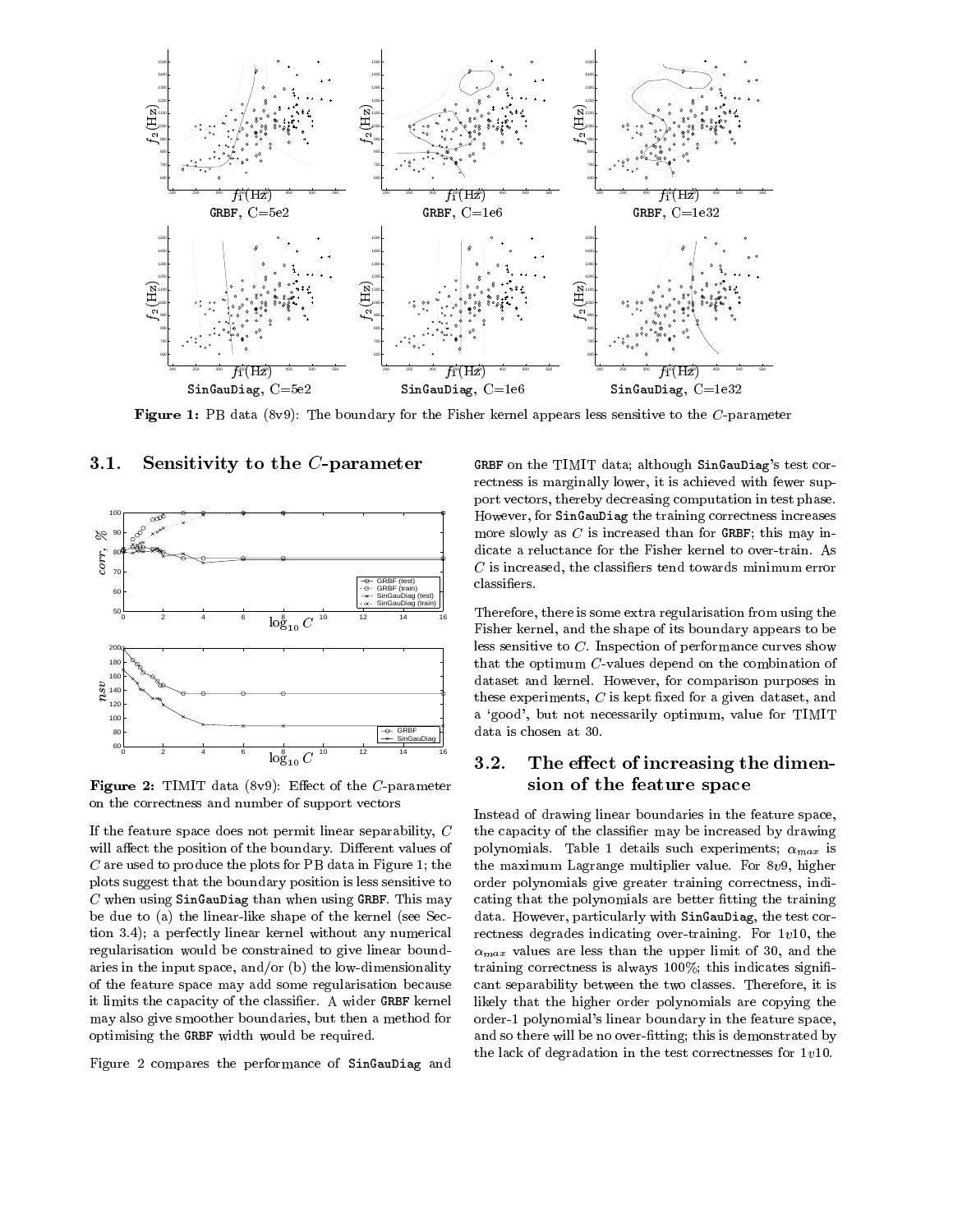**Figure 1:** PB data (8v9): The boundary for the Fisher kernel appears less sensitive to the $C$-parameter

## 3.1. Sensitivity to the $C$-parameter

**Figure 2:** TIMIT data (8v9): Effect of the $C$-parameter on the correctness and number of support vectors

If the feature space does not permit linear separability, $C$ will affect the position of the boundary. Different values of $C$ are used to produce the plots for PB data in Figure 1; the plots suggest that the boundary position is less sensitive to $C$ when using SinGauDiag than when using GRBF. This may be due to (a) the linear-like shape of the kernel (see Section 3.4); a perfectly linear kernel without any numerical regularisation would be constrained to give linear boundaries in the input space, and/or (b) the low-dimensionality of the feature space may add some regularisation because it limits the capacity of the classifier. A wider GRBF kernel may also give smoother boundaries, but then a method for optimising the GRBF width would be required.

Figure 2 compares the performance of SinGauDiag and GRBF on the TIMIT data; although SinGauDiag's test correctness is marginally lower, it is achieved with fewer support vectors, thereby decreasing computation in test phase. However, for SinGauDiag the training correctness increases more slowly as $C$ is increased than for GRBF; this may indicate a reluctance for the Fisher kernel to over-train. As $C$ is increased, the classifiers tend towards minimum error classifiers.

Therefore, there is some extra regularisation from using the Fisher kernel, and the shape of its boundary appears to be less sensitive to $C$. Inspection of performance curves show that the optimum $C$-values depend on the combination of dataset and kernel. However, for comparison purposes in these experiments, $C$ is kept fixed for a given dataset, and a 'good', but not necessarily optimum, value for TIMIT data is chosen at 30.

## 3.2. The effect of increasing the dimension of the feature space

Instead of drawing linear boundaries in the feature space, the capacity of the classifier may be increased by drawing polynomials. Table 1 details such experiments; $\alpha_{max}$ is the maximum Lagrange multiplier value. For $8v9$, higher order polynomials give greater training correctness, indicating that the polynomials are better fitting the training data. However, particularly with SinGauDiag, the test correctness degrades indicating over-training. For $1v10$, the $\alpha_{max}$ values are less than the upper limit of 30, and the training correctness is always 100%; this indicates significant separability between the two classes. Therefore, it is likely that the higher order polynomials are copying the order-1 polynomial's linear boundary in the feature space, and so there will be no over-fitting; this is demonstrated by the lack of degradation in the test correctnesses for $1v10$.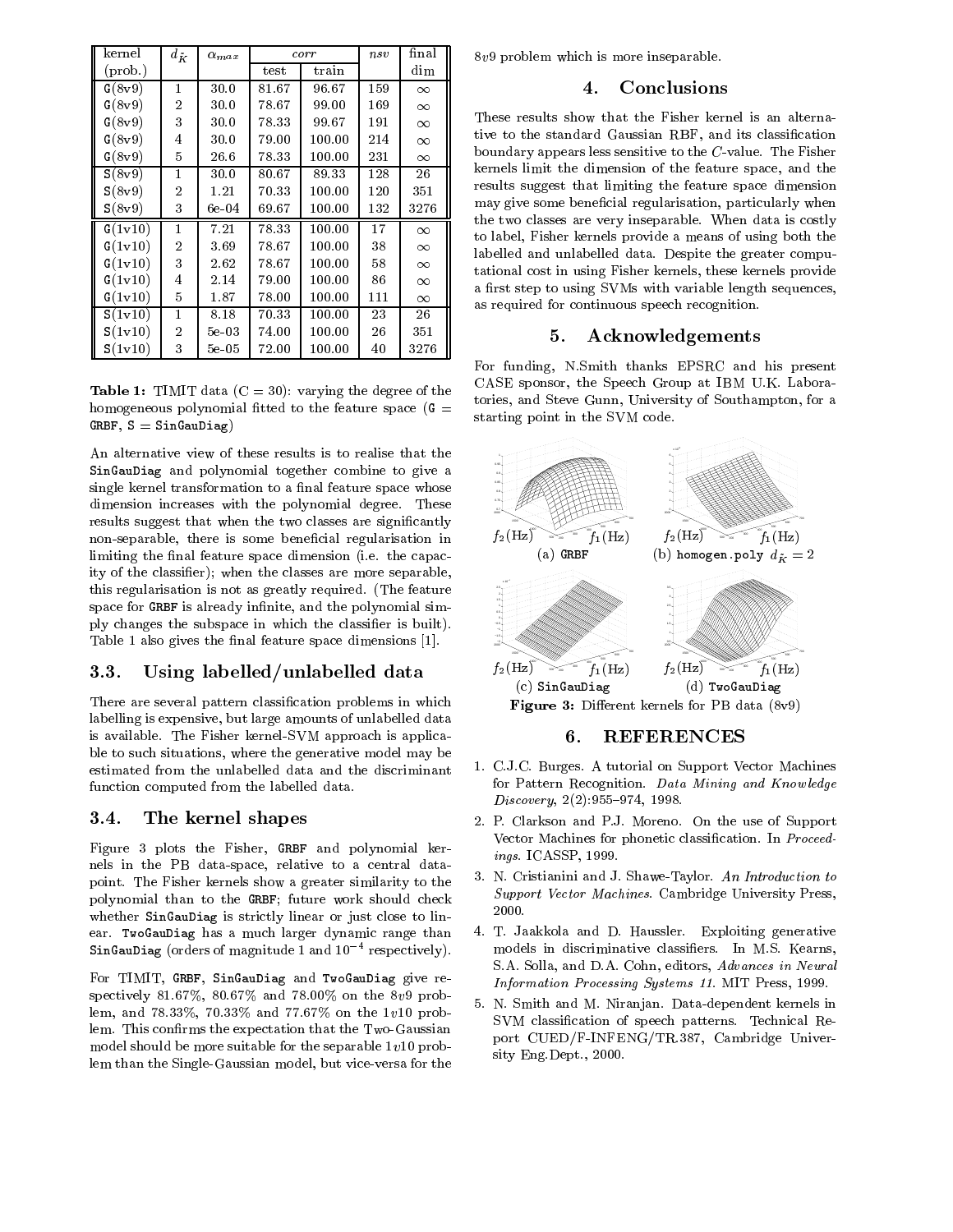| kernel (prob.) | $d_{\hat{K}}$ | $\alpha_{max}$ | corr | | nsv | final dim |
|---|---|---|---|---|---|---|
| | | | test | train | | |
| G(8v9) | 1 | 30.0 | 81.67 | 96.67 | 159 | $\infty$ |
| G(8v9) | 2 | 30.0 | 78.67 | 99.00 | 169 | $\infty$ |
| G(8v9) | 3 | 30.0 | 78.33 | 99.67 | 191 | $\infty$ |
| G(8v9) | 4 | 30.0 | 79.00 | 100.00 | 214 | $\infty$ |
| G(8v9) | 5 | 26.6 | 78.33 | 100.00 | 231 | $\infty$ |
| S(8v9) | 1 | 30.0 | 80.67 | 89.33 | 128 | 26 |
| S(8v9) | 2 | 1.21 | 70.33 | 100.00 | 120 | 351 |
| S(8v9) | 3 | 6e-04 | 69.67 | 100.00 | 132 | 3276 |
| G(1v10) | 1 | 7.21 | 78.33 | 100.00 | 17 | $\infty$ |
| G(1v10) | 2 | 3.69 | 78.67 | 100.00 | 38 | $\infty$ |
| G(1v10) | 3 | 2.62 | 78.67 | 100.00 | 58 | $\infty$ |
| G(1v10) | 4 | 2.14 | 79.00 | 100.00 | 86 | $\infty$ |
| G(1v10) | 5 | 1.87 | 78.00 | 100.00 | 111 | $\infty$ |
| S(1v10) | 1 | 8.18 | 70.33 | 100.00 | 23 | 26 |
| S(1v10) | 2 | 5e-03 | 74.00 | 100.00 | 26 | 351 |
| S(1v10) | 3 | 5e-05 | 72.00 | 100.00 | 40 | 3276 |

**Table 1:** TIMIT data (C = 30): varying the degree of the homogeneous polynomial fitted to the feature space (G = GRBF, S = SinGauDiag)

An alternative view of these results is to realise that the SinGauDiag and polynomial together combine to give a single kernel transformation to a final feature space whose dimension increases with the polynomial degree. These results suggest that when the two classes are significantly non-separable, there is some beneficial regularisation in limiting the final feature space dimension (i.e. the capacity of the classifier); when the classes are more separable, this regularisation is not as greatly required. (The feature space for GRBF is already infinite, and the polynomial simply changes the subspace in which the classifier is built). Table 1 also gives the final feature space dimensions [1].

## 3.3. Using labelled/unlabelled data

There are several pattern classification problems in which labelling is expensive, but large amounts of unlabelled data is available. The Fisher kernel-SVM approach is applicable to such situations, where the generative model may be estimated from the unlabelled data and the discriminant function computed from the labelled data.

## 3.4. The kernel shapes

Figure 3 plots the Fisher, GRBF and polynomial kernels in the PB data-space, relative to a central datapoint. The Fisher kernels show a greater similarity to the polynomial than to the GRBF; future work should check whether SinGauDiag is strictly linear or just close to linear. TwoGauDiag has a much larger dynamic range than SinGauDiag (orders of magnitude 1 and $10^{-4}$ respectively).

For TIMIT, GRBF, SinGauDiag and TwoGauDiag give respectively 81.67%, 80.67% and 78.00% on the 8$v$9 problem, and 78.33%, 70.33% and 77.67% on the 1$v$10 problem. This confirms the expectation that the Two-Gaussian model should be more suitable for the separable 1$v$10 problem than the Single-Gaussian model, but vice-versa for the 8$v$9 problem which is more inseparable.

## 4. Conclusions

These results show that the Fisher kernel is an alternative to the standard Gaussian RBF, and its classification boundary appears less sensitive to the $C$-value. The Fisher kernels limit the dimension of the feature space, and the results suggest that limiting the feature space dimension may give some beneficial regularisation, particularly when the two classes are very inseparable. When data is costly to label, Fisher kernels provide a means of using both the labelled and unlabelled data. Despite the greater computational cost in using Fisher kernels, these kernels provide a first step to using SVMs with variable length sequences, as required for continuous speech recognition.

## 5. Acknowledgements

For funding, N.Smith thanks EPSRC and his present CASE sponsor, the Speech Group at IBM U.K. Laboratories, and Steve Gunn, University of Southampton, for a starting point in the SVM code.

$f_2$(Hz) $f_1$(Hz)
(a) GRBF

$f_2$(Hz) $f_1$(Hz)
(b) homogen.poly $d_{\hat{K}} = 2$

$f_2$(Hz) $f_1$(Hz)
(c) SinGauDiag

$f_2$(Hz) $f_1$(Hz)
(d) TwoGauDiag

**Figure 3:** Different kernels for PB data (8v9)

## 6. REFERENCES

1. C.J.C. Burges. A tutorial on Support Vector Machines for Pattern Recognition. *Data Mining and Knowledge Discovery*, 2(2):955–974, 1998.
2. P. Clarkson and P.J. Moreno. On the use of Support Vector Machines for phonetic classification. In *Proceedings*. ICASSP, 1999.
3. N. Cristianini and J. Shawe-Taylor. *An Introduction to Support Vector Machines*. Cambridge University Press, 2000.
4. T. Jaakkola and D. Haussler. Exploiting generative models in discriminative classifiers. In M.S. Kearns, S.A. Solla, and D.A. Cohn, editors, *Advances in Neural Information Processing Systems 11*. MIT Press, 1999.
5. N. Smith and M. Niranjan. Data-dependent kernels in SVM classification of speech patterns. Technical Report CUED/F-INFENG/TR.387, Cambridge University Eng.Dept., 2000.